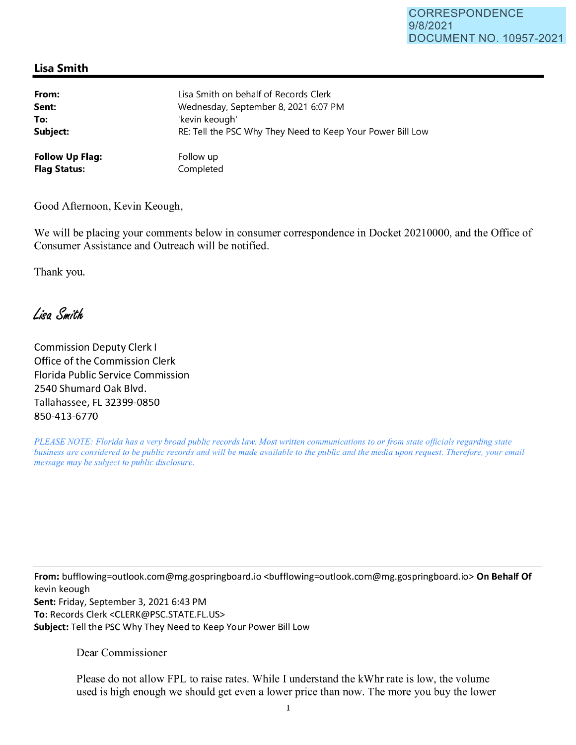CORRESPONDENCE
9/8/2021
DOCUMENT NO. 10957-2021

## Lisa Smith

| | |
|---|---|
| **From:** | Lisa Smith on behalf of Records Clerk |
| **Sent:** | Wednesday, September 8, 2021 6:07 PM |
| **To:** | 'kevin keough' |
| **Subject:** | RE: Tell the PSC Why They Need to Keep Your Power Bill Low |
| **Follow Up Flag:** | Follow up |
| **Flag Status:** | Completed |

Good Afternoon, Kevin Keough,

We will be placing your comments below in consumer correspondence in Docket 20210000, and the Office of Consumer Assistance and Outreach will be notified.

Thank you.

*Lisa Smith*

Commission Deputy Clerk I
Office of the Commission Clerk
Florida Public Service Commission
2540 Shumard Oak Blvd.
Tallahassee, FL 32399-0850
850-413-6770

*PLEASE NOTE: Florida has a very broad public records law. Most written communications to or from state officials regarding state business are considered to be public records and will be made available to the public and the media upon request. Therefore, your email message may be subject to public disclosure.*

---

**From:** bufflowing=outlook.com@mg.gospringboard.io <bufflowing=outlook.com@mg.gospringboard.io> **On Behalf Of** kevin keough
**Sent:** Friday, September 3, 2021 6:43 PM
**To:** Records Clerk <CLERK@PSC.STATE.FL.US>
**Subject:** Tell the PSC Why They Need to Keep Your Power Bill Low

Dear Commissioner

Please do not allow FPL to raise rates. While I understand the kWhr rate is low, the volume used is high enough we should get even a lower price than now. The more you buy the lower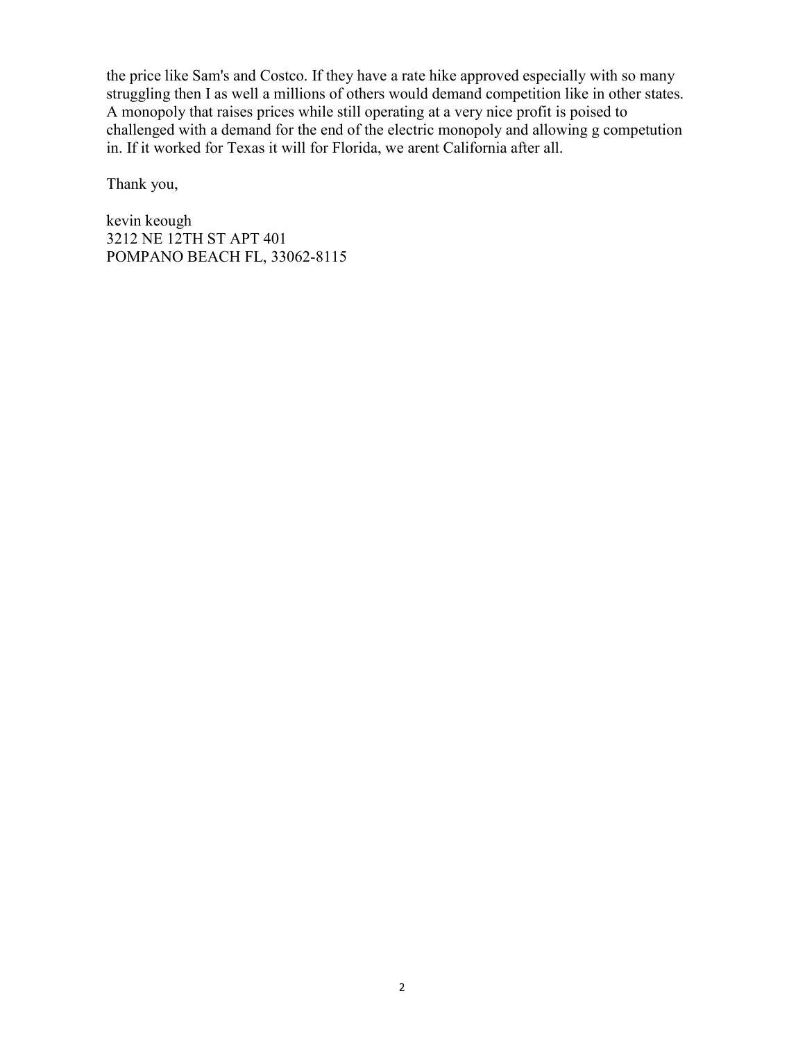the price like Sam's and Costco. If they have a rate hike approved especially with so many struggling then I as well a millions of others would demand competition like in other states. A monopoly that raises prices while still operating at a very nice profit is poised to challenged with a demand for the end of the electric monopoly and allowing g competution in. If it worked for Texas it will for Florida, we arent California after all.

Thank you,

kevin keough  
3212 NE 12TH ST APT 401  
POMPANO BEACH FL, 33062-8115